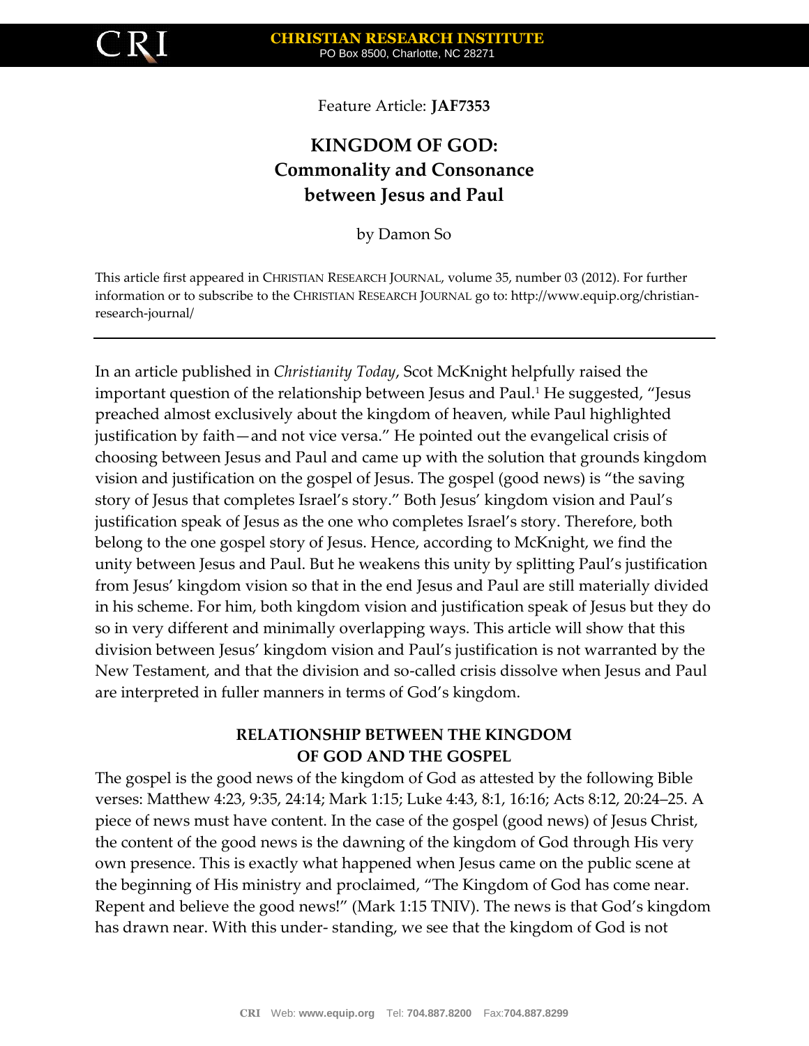Feature Article: **JAF7353**

# KINGDOM OF GOD: Commonality and Consonance between Jesus and Paul

by Damon So

This article first appeared in CHRISTIAN RESEARCH JOURNAL, volume 35, number 03 (2012). For further information or to subscribe to the CHRISTIAN RESEARCH JOURNAL go to: http://www.equip.org/christian-research-journal/

---

In an article published in *Christianity Today*, Scot McKnight helpfully raised the important question of the relationship between Jesus and Paul.[1] He suggested, "Jesus preached almost exclusively about the kingdom of heaven, while Paul highlighted justification by faith—and not vice versa." He pointed out the evangelical crisis of choosing between Jesus and Paul and came up with the solution that grounds kingdom vision and justification on the gospel of Jesus. The gospel (good news) is "the saving story of Jesus that completes Israel's story." Both Jesus' kingdom vision and Paul's justification speak of Jesus as the one who completes Israel's story. Therefore, both belong to the one gospel story of Jesus. Hence, according to McKnight, we find the unity between Jesus and Paul. But he weakens this unity by splitting Paul's justification from Jesus' kingdom vision so that in the end Jesus and Paul are still materially divided in his scheme. For him, both kingdom vision and justification speak of Jesus but they do so in very different and minimally overlapping ways. This article will show that this division between Jesus' kingdom vision and Paul's justification is not warranted by the New Testament, and that the division and so-called crisis dissolve when Jesus and Paul are interpreted in fuller manners in terms of God's kingdom.

## RELATIONSHIP BETWEEN THE KINGDOM OF GOD AND THE GOSPEL

The gospel is the good news of the kingdom of God as attested by the following Bible verses: Matthew 4:23, 9:35, 24:14; Mark 1:15; Luke 4:43, 8:1, 16:16; Acts 8:12, 20:24–25. A piece of news must have content. In the case of the gospel (good news) of Jesus Christ, the content of the good news is the dawning of the kingdom of God through His very own presence. This is exactly what happened when Jesus came on the public scene at the beginning of His ministry and proclaimed, "The Kingdom of God has come near. Repent and believe the good news!" (Mark 1:15 TNIV). The news is that God's kingdom has drawn near. With this under- standing, we see that the kingdom of God is not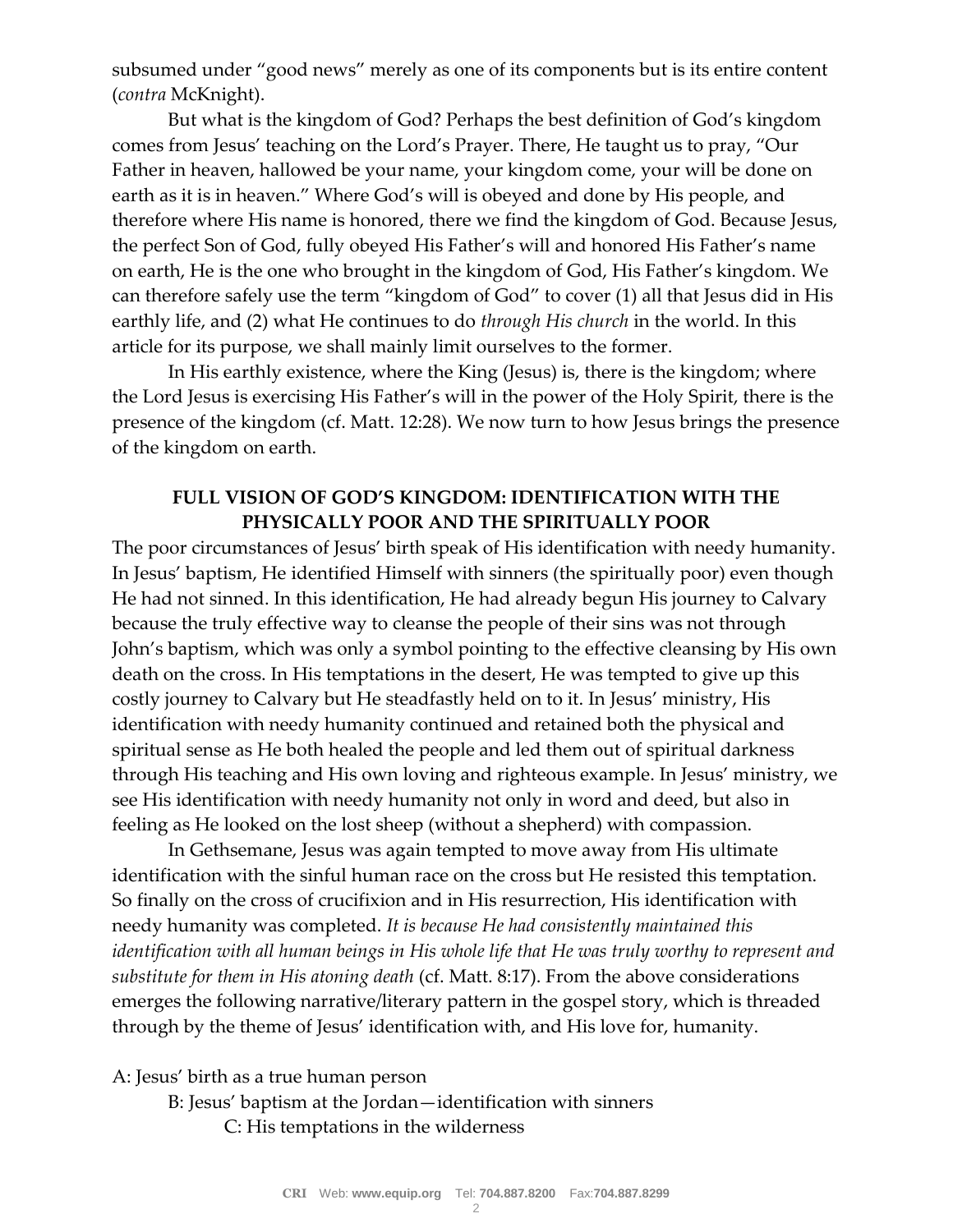subsumed under "good news" merely as one of its components but is its entire content (*contra* McKnight).

But what is the kingdom of God? Perhaps the best definition of God's kingdom comes from Jesus' teaching on the Lord's Prayer. There, He taught us to pray, "Our Father in heaven, hallowed be your name, your kingdom come, your will be done on earth as it is in heaven." Where God's will is obeyed and done by His people, and therefore where His name is honored, there we find the kingdom of God. Because Jesus, the perfect Son of God, fully obeyed His Father's will and honored His Father's name on earth, He is the one who brought in the kingdom of God, His Father's kingdom. We can therefore safely use the term "kingdom of God" to cover (1) all that Jesus did in His earthly life, and (2) what He continues to do *through His church* in the world. In this article for its purpose, we shall mainly limit ourselves to the former.

In His earthly existence, where the King (Jesus) is, there is the kingdom; where the Lord Jesus is exercising His Father's will in the power of the Holy Spirit, there is the presence of the kingdom (cf. Matt. 12:28). We now turn to how Jesus brings the presence of the kingdom on earth.

## FULL VISION OF GOD'S KINGDOM: IDENTIFICATION WITH THE PHYSICALLY POOR AND THE SPIRITUALLY POOR

The poor circumstances of Jesus' birth speak of His identification with needy humanity. In Jesus' baptism, He identified Himself with sinners (the spiritually poor) even though He had not sinned. In this identification, He had already begun His journey to Calvary because the truly effective way to cleanse the people of their sins was not through John's baptism, which was only a symbol pointing to the effective cleansing by His own death on the cross. In His temptations in the desert, He was tempted to give up this costly journey to Calvary but He steadfastly held on to it. In Jesus' ministry, His identification with needy humanity continued and retained both the physical and spiritual sense as He both healed the people and led them out of spiritual darkness through His teaching and His own loving and righteous example. In Jesus' ministry, we see His identification with needy humanity not only in word and deed, but also in feeling as He looked on the lost sheep (without a shepherd) with compassion.

In Gethsemane, Jesus was again tempted to move away from His ultimate identification with the sinful human race on the cross but He resisted this temptation. So finally on the cross of crucifixion and in His resurrection, His identification with needy humanity was completed. *It is because He had consistently maintained this identification with all human beings in His whole life that He was truly worthy to represent and substitute for them in His atoning death* (cf. Matt. 8:17). From the above considerations emerges the following narrative/literary pattern in the gospel story, which is threaded through by the theme of Jesus' identification with, and His love for, humanity.

A: Jesus' birth as a true human person

  B: Jesus' baptism at the Jordan—identification with sinners

    C: His temptations in the wilderness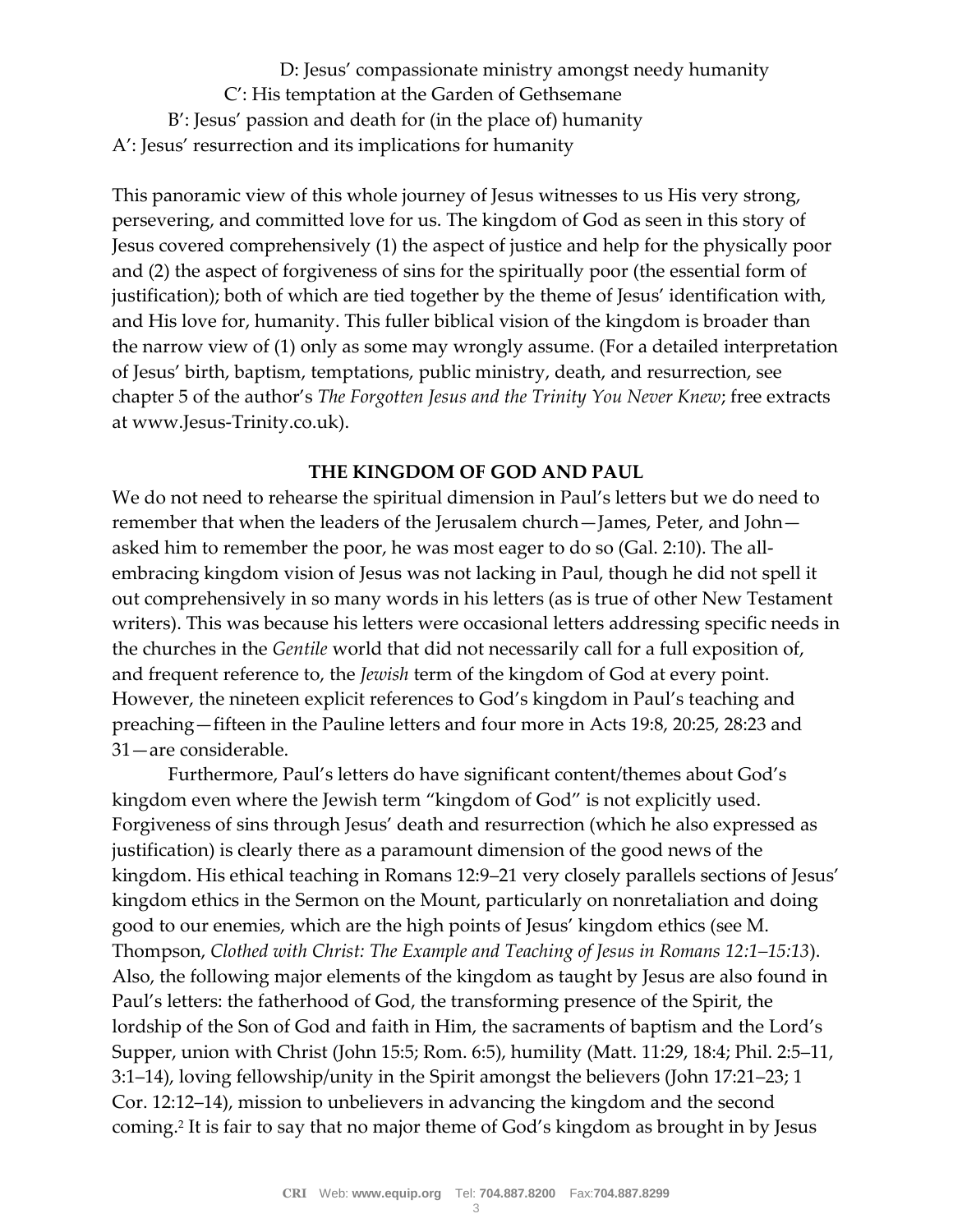D: Jesus' compassionate ministry amongst needy humanity

C′: His temptation at the Garden of Gethsemane

B′: Jesus' passion and death for (in the place of) humanity

A′: Jesus' resurrection and its implications for humanity

This panoramic view of this whole journey of Jesus witnesses to us His very strong, persevering, and committed love for us. The kingdom of God as seen in this story of Jesus covered comprehensively (1) the aspect of justice and help for the physically poor and (2) the aspect of forgiveness of sins for the spiritually poor (the essential form of justification); both of which are tied together by the theme of Jesus' identification with, and His love for, humanity. This fuller biblical vision of the kingdom is broader than the narrow view of (1) only as some may wrongly assume. (For a detailed interpretation of Jesus' birth, baptism, temptations, public ministry, death, and resurrection, see chapter 5 of the author's *The Forgotten Jesus and the Trinity You Never Knew*; free extracts at www.Jesus-Trinity.co.uk).

**THE KINGDOM OF GOD AND PAUL**

We do not need to rehearse the spiritual dimension in Paul's letters but we do need to remember that when the leaders of the Jerusalem church—James, Peter, and John—asked him to remember the poor, he was most eager to do so (Gal. 2:10). The all-embracing kingdom vision of Jesus was not lacking in Paul, though he did not spell it out comprehensively in so many words in his letters (as is true of other New Testament writers). This was because his letters were occasional letters addressing specific needs in the churches in the *Gentile* world that did not necessarily call for a full exposition of, and frequent reference to, the *Jewish* term of the kingdom of God at every point. However, the nineteen explicit references to God's kingdom in Paul's teaching and preaching—fifteen in the Pauline letters and four more in Acts 19:8, 20:25, 28:23 and 31—are considerable.

Furthermore, Paul's letters do have significant content/themes about God's kingdom even where the Jewish term "kingdom of God" is not explicitly used. Forgiveness of sins through Jesus' death and resurrection (which he also expressed as justification) is clearly there as a paramount dimension of the good news of the kingdom. His ethical teaching in Romans 12:9–21 very closely parallels sections of Jesus' kingdom ethics in the Sermon on the Mount, particularly on nonretaliation and doing good to our enemies, which are the high points of Jesus' kingdom ethics (see M. Thompson, *Clothed with Christ: The Example and Teaching of Jesus in Romans 12:1–15:13*). Also, the following major elements of the kingdom as taught by Jesus are also found in Paul's letters: the fatherhood of God, the transforming presence of the Spirit, the lordship of the Son of God and faith in Him, the sacraments of baptism and the Lord's Supper, union with Christ (John 15:5; Rom. 6:5), humility (Matt. 11:29, 18:4; Phil. 2:5–11, 3:1–14), loving fellowship/unity in the Spirit amongst the believers (John 17:21–23; 1 Cor. 12:12–14), mission to unbelievers in advancing the kingdom and the second coming.[2] It is fair to say that no major theme of God's kingdom as brought in by Jesus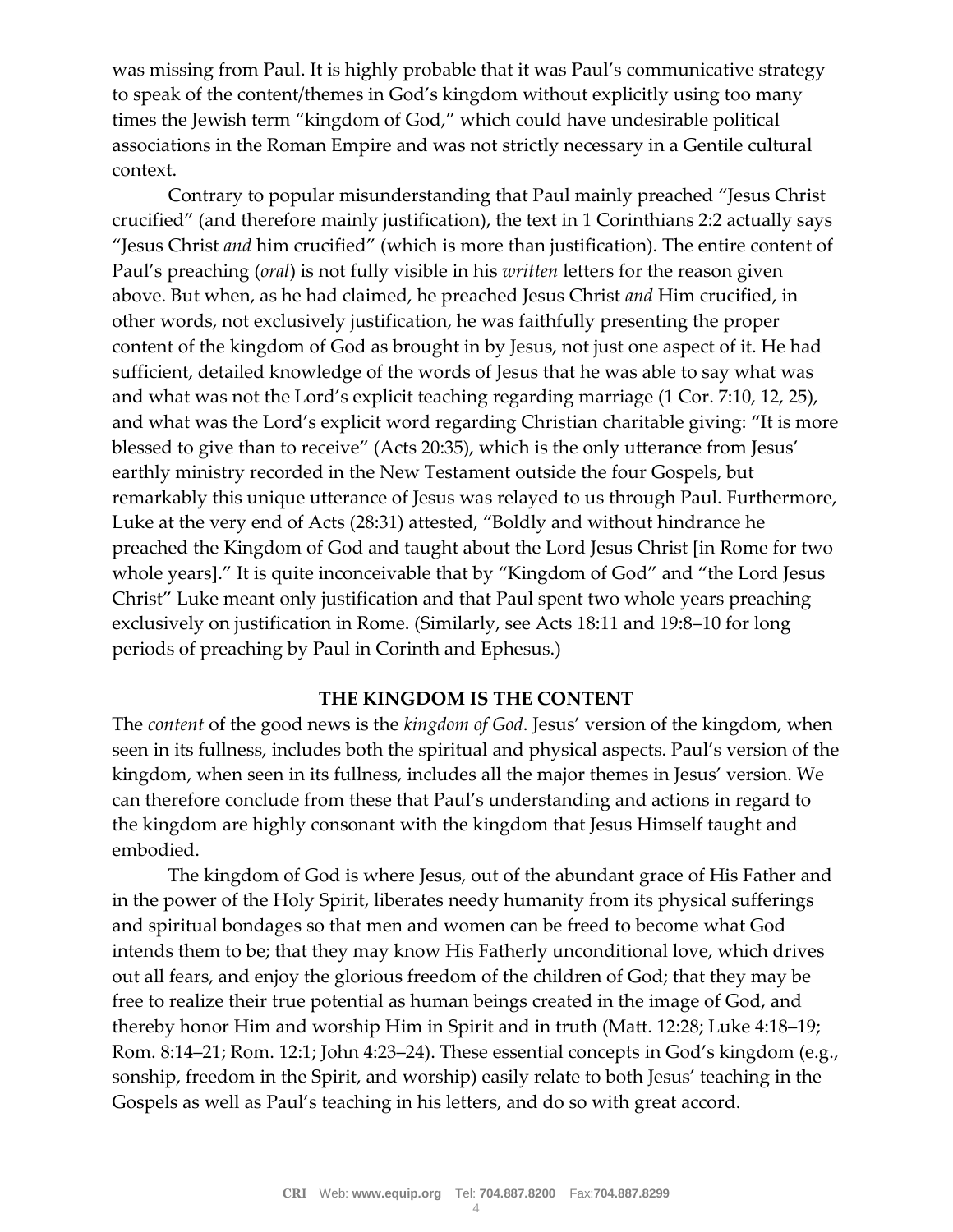was missing from Paul. It is highly probable that it was Paul's communicative strategy to speak of the content/themes in God's kingdom without explicitly using too many times the Jewish term "kingdom of God," which could have undesirable political associations in the Roman Empire and was not strictly necessary in a Gentile cultural context.

Contrary to popular misunderstanding that Paul mainly preached "Jesus Christ crucified" (and therefore mainly justification), the text in 1 Corinthians 2:2 actually says "Jesus Christ *and* him crucified" (which is more than justification). The entire content of Paul's preaching (*oral*) is not fully visible in his *written* letters for the reason given above. But when, as he had claimed, he preached Jesus Christ *and* Him crucified, in other words, not exclusively justification, he was faithfully presenting the proper content of the kingdom of God as brought in by Jesus, not just one aspect of it. He had sufficient, detailed knowledge of the words of Jesus that he was able to say what was and what was not the Lord's explicit teaching regarding marriage (1 Cor. 7:10, 12, 25), and what was the Lord's explicit word regarding Christian charitable giving: "It is more blessed to give than to receive" (Acts 20:35), which is the only utterance from Jesus' earthly ministry recorded in the New Testament outside the four Gospels, but remarkably this unique utterance of Jesus was relayed to us through Paul. Furthermore, Luke at the very end of Acts (28:31) attested, "Boldly and without hindrance he preached the Kingdom of God and taught about the Lord Jesus Christ [in Rome for two whole years]." It is quite inconceivable that by "Kingdom of God" and "the Lord Jesus Christ" Luke meant only justification and that Paul spent two whole years preaching exclusively on justification in Rome. (Similarly, see Acts 18:11 and 19:8–10 for long periods of preaching by Paul in Corinth and Ephesus.)

## THE KINGDOM IS THE CONTENT

The *content* of the good news is the *kingdom of God*. Jesus' version of the kingdom, when seen in its fullness, includes both the spiritual and physical aspects. Paul's version of the kingdom, when seen in its fullness, includes all the major themes in Jesus' version. We can therefore conclude from these that Paul's understanding and actions in regard to the kingdom are highly consonant with the kingdom that Jesus Himself taught and embodied.

The kingdom of God is where Jesus, out of the abundant grace of His Father and in the power of the Holy Spirit, liberates needy humanity from its physical sufferings and spiritual bondages so that men and women can be freed to become what God intends them to be; that they may know His Fatherly unconditional love, which drives out all fears, and enjoy the glorious freedom of the children of God; that they may be free to realize their true potential as human beings created in the image of God, and thereby honor Him and worship Him in Spirit and in truth (Matt. 12:28; Luke 4:18–19; Rom. 8:14–21; Rom. 12:1; John 4:23–24). These essential concepts in God's kingdom (e.g., sonship, freedom in the Spirit, and worship) easily relate to both Jesus' teaching in the Gospels as well as Paul's teaching in his letters, and do so with great accord.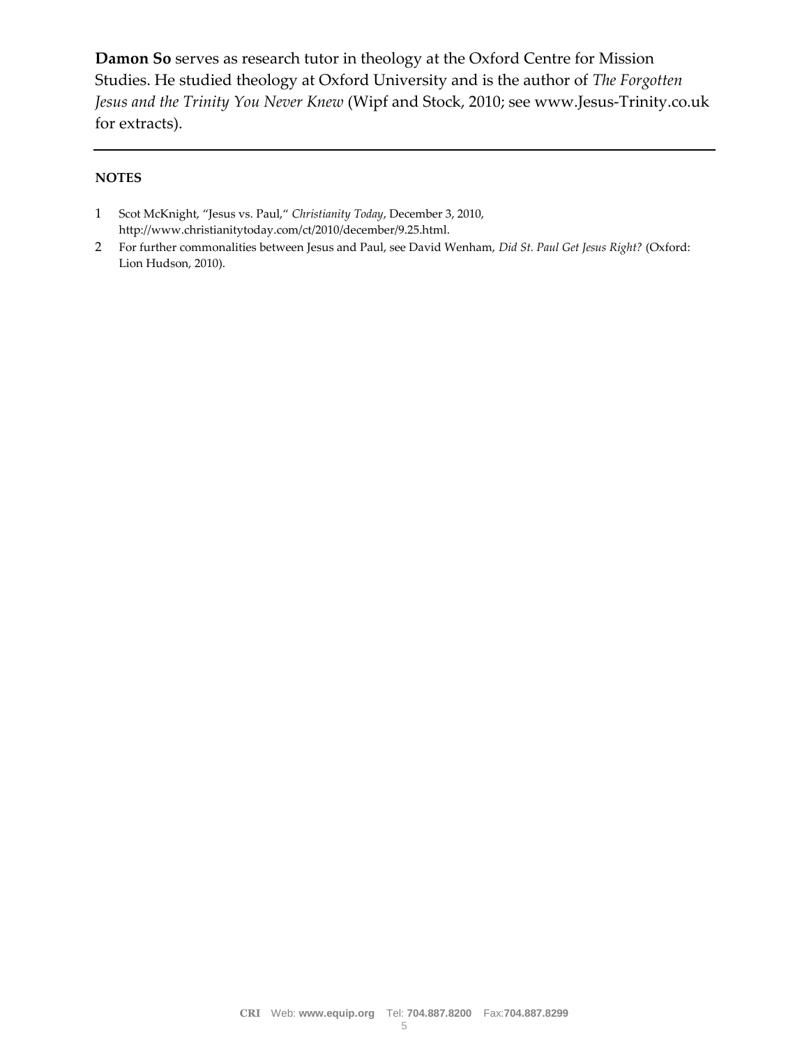**Damon So** serves as research tutor in theology at the Oxford Centre for Mission Studies. He studied theology at Oxford University and is the author of *The Forgotten Jesus and the Trinity You Never Knew* (Wipf and Stock, 2010; see www.Jesus-Trinity.co.uk for extracts).

---

**NOTES**

1. Scot McKnight, "Jesus vs. Paul," *Christianity Today*, December 3, 2010, http://www.christianitytoday.com/ct/2010/december/9.25.html.
2. For further commonalities between Jesus and Paul, see David Wenham, *Did St. Paul Get Jesus Right?* (Oxford: Lion Hudson, 2010).